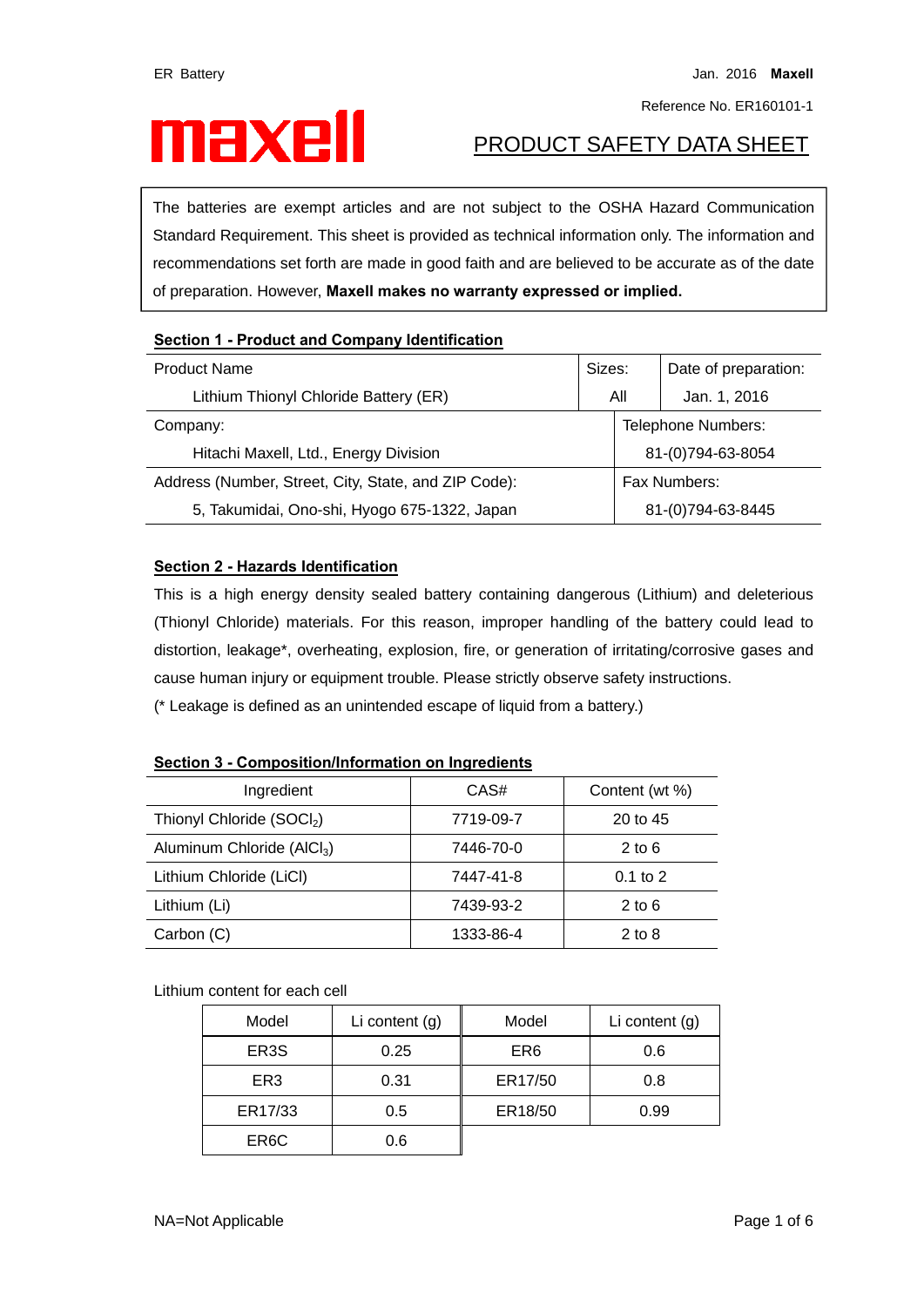maxell

Reference No. ER160101-1

# PRODUCT SAFETY DATA SHEET

The batteries are exempt articles and are not subject to the OSHA Hazard Communication Standard Requirement. This sheet is provided as technical information only. The information and recommendations set forth are made in good faith and are believed to be accurate as of the date of preparation. However, **Maxell makes no warranty expressed or implied.**

## Section 1 - Product and Company Identification

| Product Name | Sizes: | Date of preparation: |
|---|---|---|
| Lithium Thionyl Chloride Battery (ER) | All | Jan. 1, 2016 |
| Company: | Telephone Numbers: | |
| Hitachi Maxell, Ltd., Energy Division | 81-(0)794-63-8054 | |
| Address (Number, Street, City, State, and ZIP Code): | Fax Numbers: | |
| 5, Takumidai, Ono-shi, Hyogo 675-1322, Japan | 81-(0)794-63-8445 | |

## Section 2 - Hazards Identification

This is a high energy density sealed battery containing dangerous (Lithium) and deleterious (Thionyl Chloride) materials. For this reason, improper handling of the battery could lead to distortion, leakage*, overheating, explosion, fire, or generation of irritating/corrosive gases and cause human injury or equipment trouble. Please strictly observe safety instructions.

(* Leakage is defined as an unintended escape of liquid from a battery.)

## Section 3 - Composition/Information on Ingredients

| Ingredient | CAS# | Content (wt %) |
|---|---|---|
| Thionyl Chloride ($SOCl_2$) | 7719-09-7 | 20 to 45 |
| Aluminum Chloride ($AlCl_3$) | 7446-70-0 | 2 to 6 |
| Lithium Chloride (LiCl) | 7447-41-8 | 0.1 to 2 |
| Lithium (Li) | 7439-93-2 | 2 to 6 |
| Carbon (C) | 1333-86-4 | 2 to 8 |

Lithium content for each cell

| Model | Li content (g) | Model | Li content (g) |
|---|---|---|---|
| ER3S | 0.25 | ER6 | 0.6 |
| ER3 | 0.31 | ER17/50 | 0.8 |
| ER17/33 | 0.5 | ER18/50 | 0.99 |
| ER6C | 0.6 | | |

NA=Not Applicable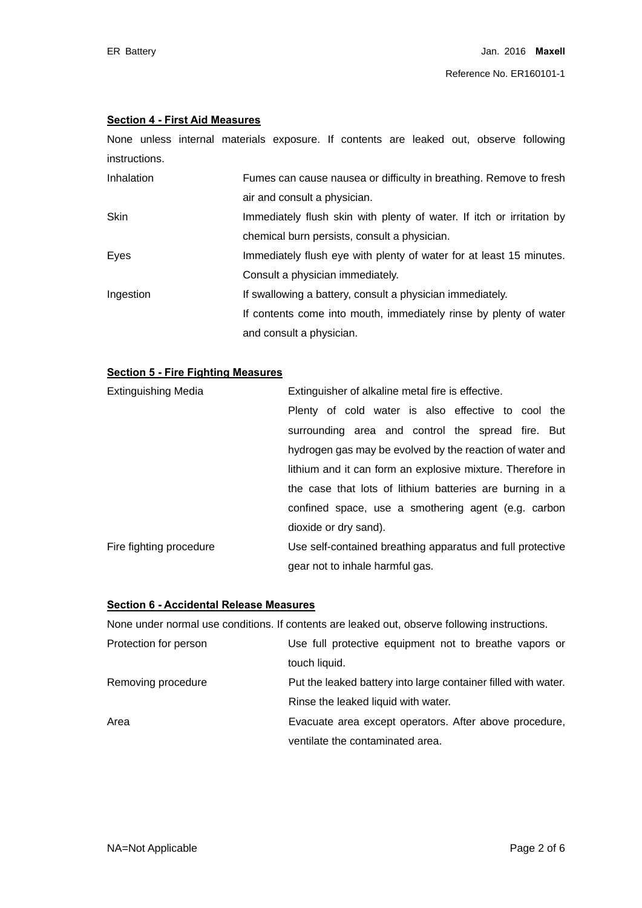## Section 4 - First Aid Measures

None unless internal materials exposure. If contents are leaked out, observe following instructions.

| | |
|---|---|
| Inhalation | Fumes can cause nausea or difficulty in breathing. Remove to fresh air and consult a physician. |
| Skin | Immediately flush skin with plenty of water. If itch or irritation by chemical burn persists, consult a physician. |
| Eyes | Immediately flush eye with plenty of water for at least 15 minutes. Consult a physician immediately. |
| Ingestion | If swallowing a battery, consult a physician immediately.<br>If contents come into mouth, immediately rinse by plenty of water and consult a physician. |

## Section 5 - Fire Fighting Measures

| | |
|---|---|
| Extinguishing Media | Extinguisher of alkaline metal fire is effective.<br>Plenty of cold water is also effective to cool the surrounding area and control the spread fire. But hydrogen gas may be evolved by the reaction of water and lithium and it can form an explosive mixture. Therefore in the case that lots of lithium batteries are burning in a confined space, use a smothering agent (e.g. carbon dioxide or dry sand). |
| Fire fighting procedure | Use self-contained breathing apparatus and full protective gear not to inhale harmful gas. |

## Section 6 - Accidental Release Measures

None under normal use conditions. If contents are leaked out, observe following instructions.

| | |
|---|---|
| Protection for person | Use full protective equipment not to breathe vapors or touch liquid. |
| Removing procedure | Put the leaked battery into large container filled with water. Rinse the leaked liquid with water. |
| Area | Evacuate area except operators. After above procedure, ventilate the contaminated area. |

NA=Not Applicable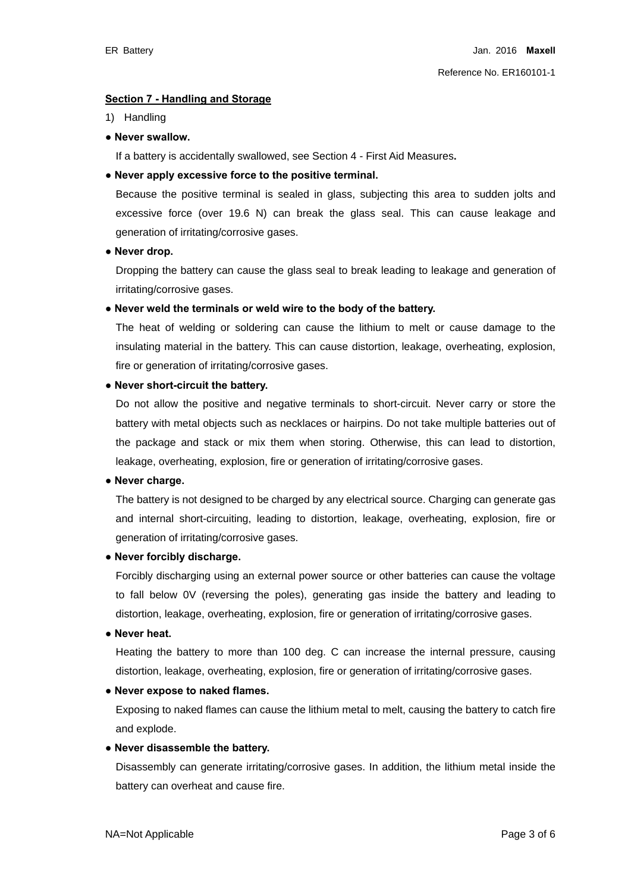## Section 7 - Handling and Storage

1) Handling

● **Never swallow.**

If a battery is accidentally swallowed, see Section 4 - First Aid Measures**.**

● **Never apply excessive force to the positive terminal.**

Because the positive terminal is sealed in glass, subjecting this area to sudden jolts and excessive force (over 19.6 N) can break the glass seal. This can cause leakage and generation of irritating/corrosive gases.

● **Never drop.**

Dropping the battery can cause the glass seal to break leading to leakage and generation of irritating/corrosive gases.

● **Never weld the terminals or weld wire to the body of the battery.**

The heat of welding or soldering can cause the lithium to melt or cause damage to the insulating material in the battery. This can cause distortion, leakage, overheating, explosion, fire or generation of irritating/corrosive gases.

● **Never short-circuit the battery.**

Do not allow the positive and negative terminals to short-circuit. Never carry or store the battery with metal objects such as necklaces or hairpins. Do not take multiple batteries out of the package and stack or mix them when storing. Otherwise, this can lead to distortion, leakage, overheating, explosion, fire or generation of irritating/corrosive gases.

● **Never charge.**

The battery is not designed to be charged by any electrical source. Charging can generate gas and internal short-circuiting, leading to distortion, leakage, overheating, explosion, fire or generation of irritating/corrosive gases.

● **Never forcibly discharge.**

Forcibly discharging using an external power source or other batteries can cause the voltage to fall below 0V (reversing the poles), generating gas inside the battery and leading to distortion, leakage, overheating, explosion, fire or generation of irritating/corrosive gases.

● **Never heat.**

Heating the battery to more than 100 deg. C can increase the internal pressure, causing distortion, leakage, overheating, explosion, fire or generation of irritating/corrosive gases.

● **Never expose to naked flames.**

Exposing to naked flames can cause the lithium metal to melt, causing the battery to catch fire and explode.

● **Never disassemble the battery.**

Disassembly can generate irritating/corrosive gases. In addition, the lithium metal inside the battery can overheat and cause fire.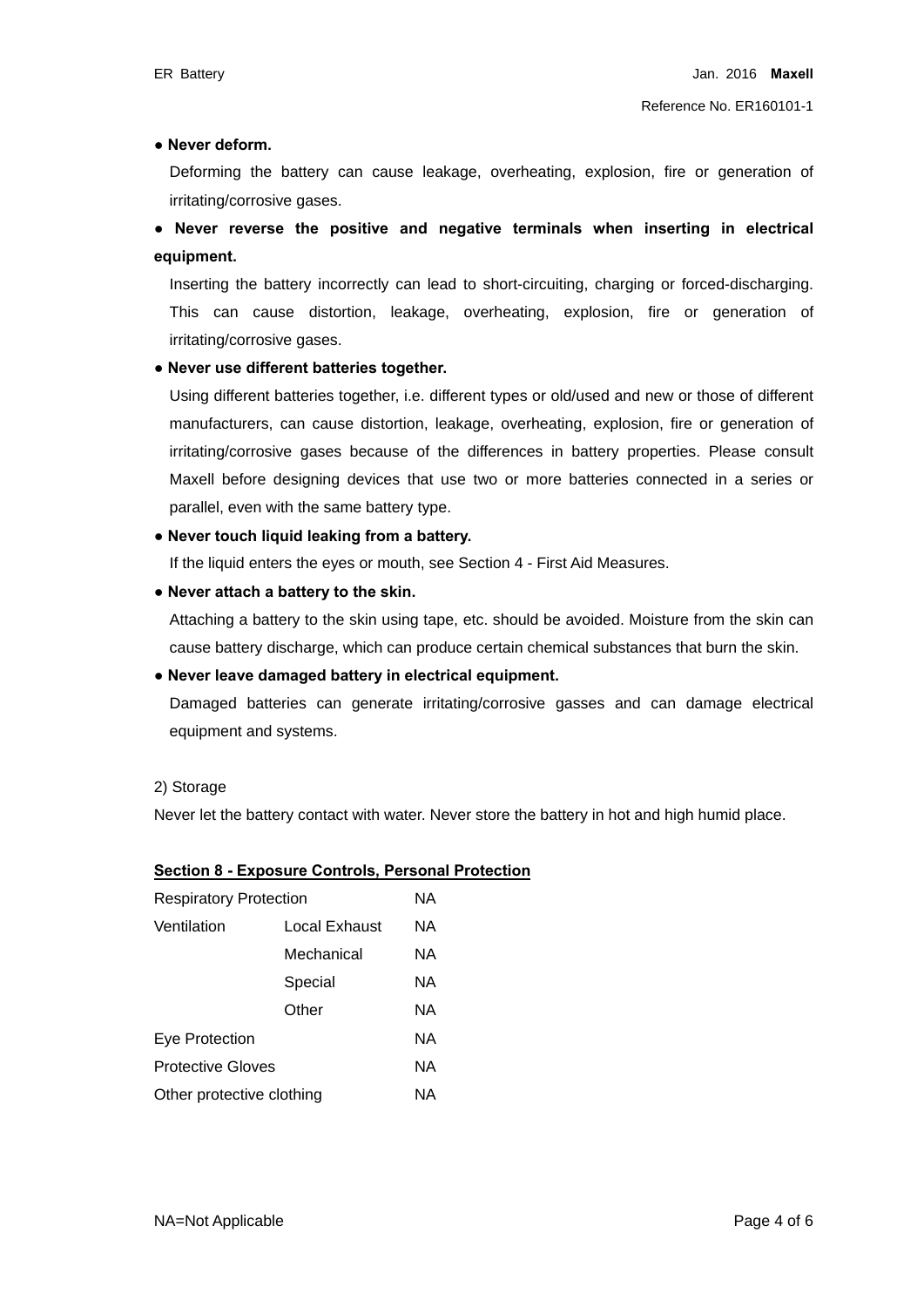- **Never deform.**

  Deforming the battery can cause leakage, overheating, explosion, fire or generation of irritating/corrosive gases.

- **Never reverse the positive and negative terminals when inserting in electrical equipment.**

  Inserting the battery incorrectly can lead to short-circuiting, charging or forced-discharging. This can cause distortion, leakage, overheating, explosion, fire or generation of irritating/corrosive gases.

- **Never use different batteries together.**

  Using different batteries together, i.e. different types or old/used and new or those of different manufacturers, can cause distortion, leakage, overheating, explosion, fire or generation of irritating/corrosive gases because of the differences in battery properties. Please consult Maxell before designing devices that use two or more batteries connected in a series or parallel, even with the same battery type.

- **Never touch liquid leaking from a battery.**

  If the liquid enters the eyes or mouth, see Section 4 - First Aid Measures.

- **Never attach a battery to the skin.**

  Attaching a battery to the skin using tape, etc. should be avoided. Moisture from the skin can cause battery discharge, which can produce certain chemical substances that burn the skin.

- **Never leave damaged battery in electrical equipment.**

  Damaged batteries can generate irritating/corrosive gasses and can damage electrical equipment and systems.

2) Storage

Never let the battery contact with water. Never store the battery in hot and high humid place.

## Section 8 - Exposure Controls, Personal Protection

| | | |
|---|---|---|
| Respiratory Protection | | NA |
| Ventilation | Local Exhaust | NA |
| | Mechanical | NA |
| | Special | NA |
| | Other | NA |
| Eye Protection | | NA |
| Protective Gloves | | NA |
| Other protective clothing | | NA |

NA=Not Applicable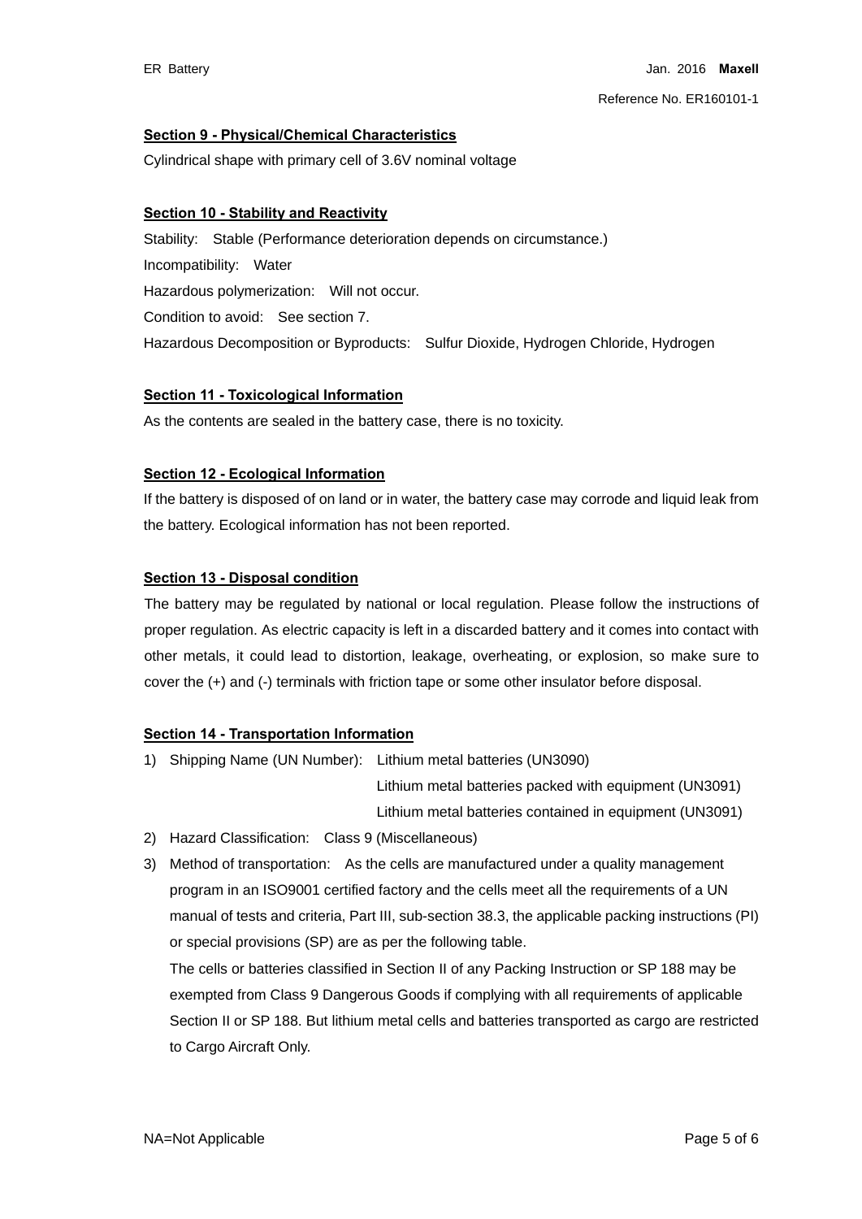### Section 9 - Physical/Chemical Characteristics

Cylindrical shape with primary cell of 3.6V nominal voltage

### Section 10 - Stability and Reactivity

Stability: Stable (Performance deterioration depends on circumstance.)

Incompatibility: Water

Hazardous polymerization: Will not occur.

Condition to avoid: See section 7.

Hazardous Decomposition or Byproducts: Sulfur Dioxide, Hydrogen Chloride, Hydrogen

### Section 11 - Toxicological Information

As the contents are sealed in the battery case, there is no toxicity.

### Section 12 - Ecological Information

If the battery is disposed of on land or in water, the battery case may corrode and liquid leak from the battery. Ecological information has not been reported.

### Section 13 - Disposal condition

The battery may be regulated by national or local regulation. Please follow the instructions of proper regulation. As electric capacity is left in a discarded battery and it comes into contact with other metals, it could lead to distortion, leakage, overheating, or explosion, so make sure to cover the (+) and (-) terminals with friction tape or some other insulator before disposal.

### Section 14 - Transportation Information

1) Shipping Name (UN Number): Lithium metal batteries (UN3090)
   Lithium metal batteries packed with equipment (UN3091)
   Lithium metal batteries contained in equipment (UN3091)
2) Hazard Classification: Class 9 (Miscellaneous)
3) Method of transportation: As the cells are manufactured under a quality management program in an ISO9001 certified factory and the cells meet all the requirements of a UN manual of tests and criteria, Part III, sub-section 38.3, the applicable packing instructions (PI) or special provisions (SP) are as per the following table.

   The cells or batteries classified in Section II of any Packing Instruction or SP 188 may be exempted from Class 9 Dangerous Goods if complying with all requirements of applicable Section II or SP 188. But lithium metal cells and batteries transported as cargo are restricted to Cargo Aircraft Only.

NA=Not Applicable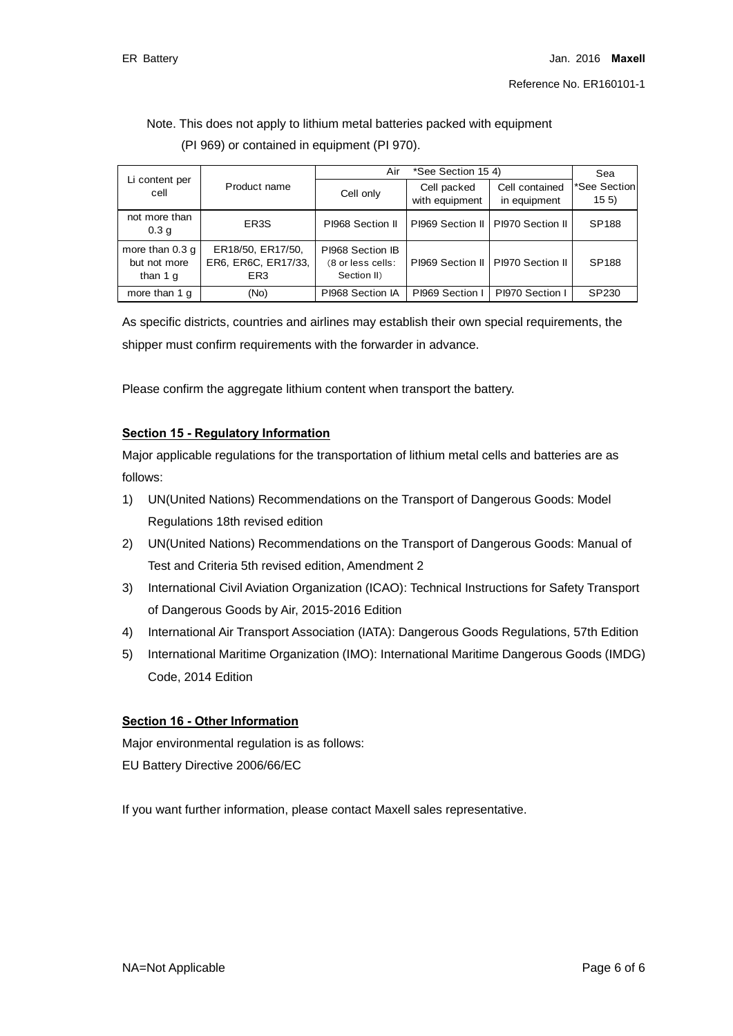Note. This does not apply to lithium metal batteries packed with equipment (PI 969) or contained in equipment (PI 970).

| Li content per cell | Product name | Air *See Section 15 4) | | | Sea |
|---|---|---|---|---|---|
| | | Cell only | Cell packed with equipment | Cell contained in equipment | *See Section 15 5) |
| not more than 0.3 g | ER3S | PI968 Section II | PI969 Section II | PI970 Section II | SP188 |
| more than 0.3 g but not more than 1 g | ER18/50, ER17/50, ER6, ER6C, ER17/33, ER3 | PI968 Section IB (8 or less cells: Section II) | PI969 Section II | PI970 Section II | SP188 |
| more than 1 g | (No) | PI968 Section IA | PI969 Section I | PI970 Section I | SP230 |

As specific districts, countries and airlines may establish their own special requirements, the shipper must confirm requirements with the forwarder in advance.

Please confirm the aggregate lithium content when transport the battery.

**Section 15 - Regulatory Information**

Major applicable regulations for the transportation of lithium metal cells and batteries are as follows:

1) UN(United Nations) Recommendations on the Transport of Dangerous Goods: Model Regulations 18th revised edition
2) UN(United Nations) Recommendations on the Transport of Dangerous Goods: Manual of Test and Criteria 5th revised edition, Amendment 2
3) International Civil Aviation Organization (ICAO): Technical Instructions for Safety Transport of Dangerous Goods by Air, 2015-2016 Edition
4) International Air Transport Association (IATA): Dangerous Goods Regulations, 57th Edition
5) International Maritime Organization (IMO): International Maritime Dangerous Goods (IMDG) Code, 2014 Edition

**Section 16 - Other Information**

Major environmental regulation is as follows:
EU Battery Directive 2006/66/EC

If you want further information, please contact Maxell sales representative.

NA=Not Applicable